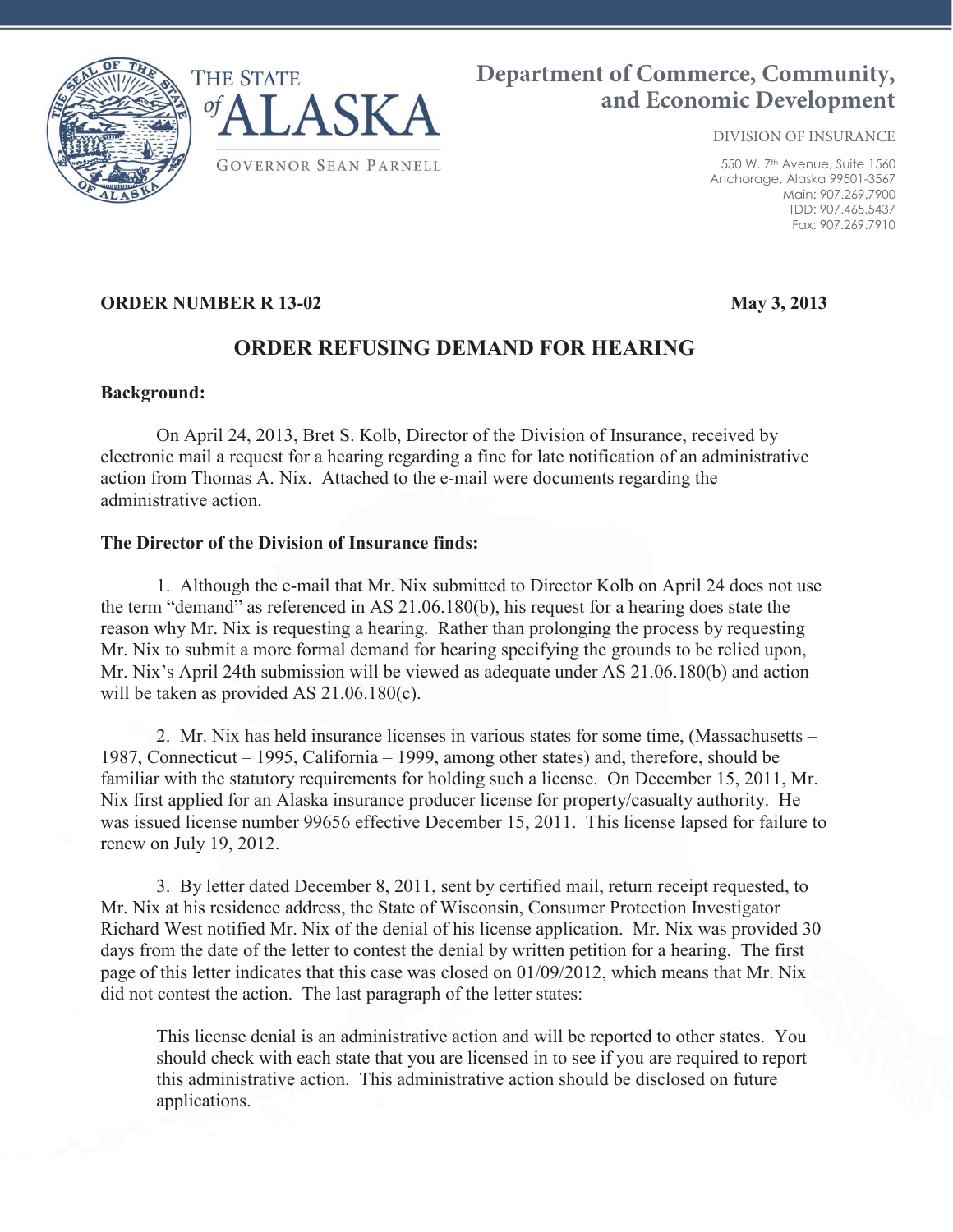THE STATE *of* ALASKA

GOVERNOR SEAN PARNELL

**Department of Commerce, Community, and Economic Development**

DIVISION OF INSURANCE

550 W. 7th Avenue, Suite 1560
Anchorage, Alaska 99501-3567
Main: 907.269.7900
TDD: 907.465.5437
Fax: 907.269.7910

**ORDER NUMBER R 13-02** **May 3, 2013**

## ORDER REFUSING DEMAND FOR HEARING

**Background:**

On April 24, 2013, Bret S. Kolb, Director of the Division of Insurance, received by electronic mail a request for a hearing regarding a fine for late notification of an administrative action from Thomas A. Nix. Attached to the e-mail were documents regarding the administrative action.

**The Director of the Division of Insurance finds:**

1. Although the e-mail that Mr. Nix submitted to Director Kolb on April 24 does not use the term "demand" as referenced in AS 21.06.180(b), his request for a hearing does state the reason why Mr. Nix is requesting a hearing. Rather than prolonging the process by requesting Mr. Nix to submit a more formal demand for hearing specifying the grounds to be relied upon, Mr. Nix's April 24th submission will be viewed as adequate under AS 21.06.180(b) and action will be taken as provided AS 21.06.180(c).

2. Mr. Nix has held insurance licenses in various states for some time, (Massachusetts – 1987, Connecticut – 1995, California – 1999, among other states) and, therefore, should be familiar with the statutory requirements for holding such a license. On December 15, 2011, Mr. Nix first applied for an Alaska insurance producer license for property/casualty authority. He was issued license number 99656 effective December 15, 2011. This license lapsed for failure to renew on July 19, 2012.

3. By letter dated December 8, 2011, sent by certified mail, return receipt requested, to Mr. Nix at his residence address, the State of Wisconsin, Consumer Protection Investigator Richard West notified Mr. Nix of the denial of his license application. Mr. Nix was provided 30 days from the date of the letter to contest the denial by written petition for a hearing. The first page of this letter indicates that this case was closed on 01/09/2012, which means that Mr. Nix did not contest the action. The last paragraph of the letter states:

> This license denial is an administrative action and will be reported to other states. You should check with each state that you are licensed in to see if you are required to report this administrative action. This administrative action should be disclosed on future applications.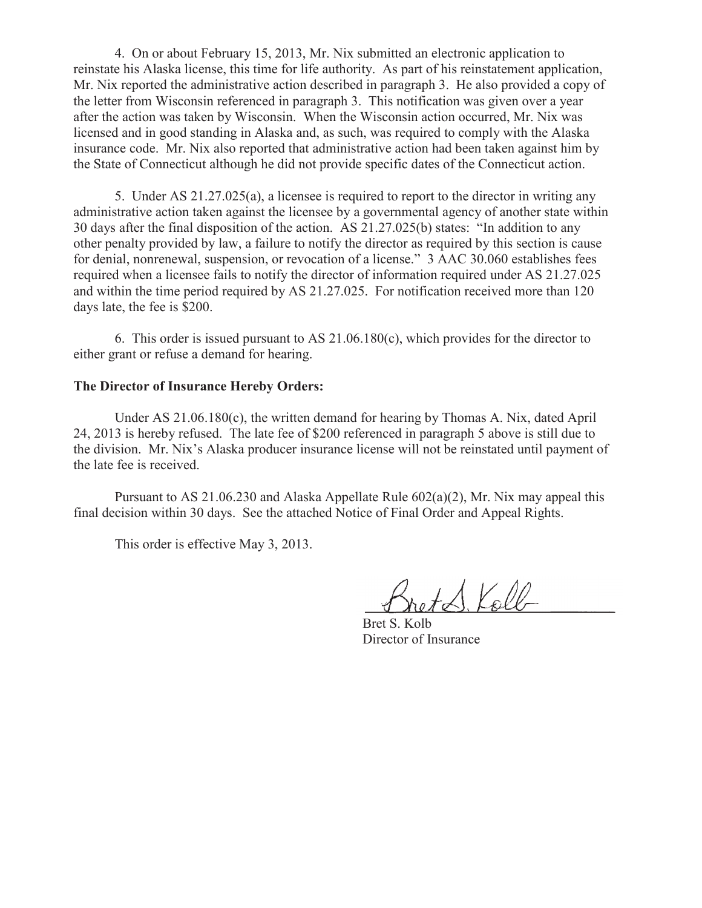4. On or about February 15, 2013, Mr. Nix submitted an electronic application to reinstate his Alaska license, this time for life authority. As part of his reinstatement application, Mr. Nix reported the administrative action described in paragraph 3. He also provided a copy of the letter from Wisconsin referenced in paragraph 3. This notification was given over a year after the action was taken by Wisconsin. When the Wisconsin action occurred, Mr. Nix was licensed and in good standing in Alaska and, as such, was required to comply with the Alaska insurance code. Mr. Nix also reported that administrative action had been taken against him by the State of Connecticut although he did not provide specific dates of the Connecticut action.

5. Under AS 21.27.025(a), a licensee is required to report to the director in writing any administrative action taken against the licensee by a governmental agency of another state within 30 days after the final disposition of the action. AS 21.27.025(b) states: "In addition to any other penalty provided by law, a failure to notify the director as required by this section is cause for denial, nonrenewal, suspension, or revocation of a license." 3 AAC 30.060 establishes fees required when a licensee fails to notify the director of information required under AS 21.27.025 and within the time period required by AS 21.27.025. For notification received more than 120 days late, the fee is $200.

6. This order is issued pursuant to AS 21.06.180(c), which provides for the director to either grant or refuse a demand for hearing.

**The Director of Insurance Hereby Orders:**

Under AS 21.06.180(c), the written demand for hearing by Thomas A. Nix, dated April 24, 2013 is hereby refused. The late fee of $200 referenced in paragraph 5 above is still due to the division. Mr. Nix's Alaska producer insurance license will not be reinstated until payment of the late fee is received.

Pursuant to AS 21.06.230 and Alaska Appellate Rule 602(a)(2), Mr. Nix may appeal this final decision within 30 days. See the attached Notice of Final Order and Appeal Rights.

This order is effective May 3, 2013.

Bret S. Kolb
Director of Insurance